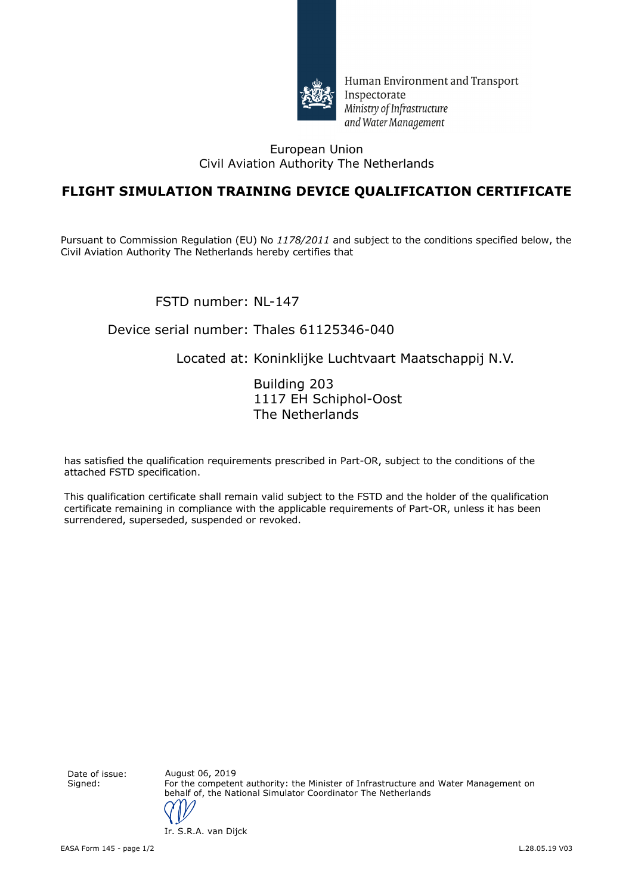Human Environment and Transport Inspectorate
*Ministry of Infrastructure and Water Management*

European Union
Civil Aviation Authority The Netherlands

# FLIGHT SIMULATION TRAINING DEVICE QUALIFICATION CERTIFICATE

Pursuant to Commission Regulation (EU) No *1178/2011* and subject to the conditions specified below, the Civil Aviation Authority The Netherlands hereby certifies that

FSTD number: NL-147

Device serial number: Thales 61125346-040

Located at: Koninklijke Luchtvaart Maatschappij N.V.

Building 203
1117 EH Schiphol-Oost
The Netherlands

has satisfied the qualification requirements prescribed in Part-OR, subject to the conditions of the attached FSTD specification.

This qualification certificate shall remain valid subject to the FSTD and the holder of the qualification certificate remaining in compliance with the applicable requirements of Part-OR, unless it has been surrendered, superseded, suspended or revoked.

Date of issue: August 06, 2019

Signed: For the competent authority: the Minister of Infrastructure and Water Management on behalf of, the National Simulator Coordinator The Netherlands

Ir. S.R.A. van Dijck

EASA Form 145 - page 1/2

L.28.05.19 V03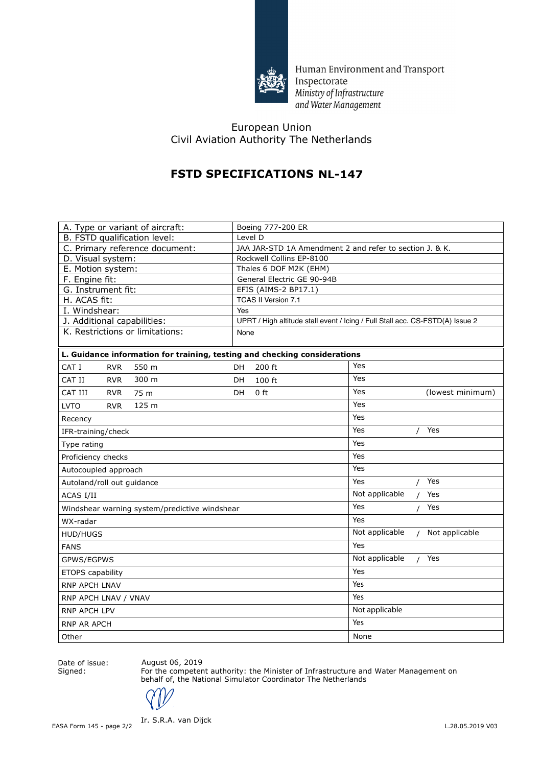Human Environment and Transport Inspectorate
*Ministry of Infrastructure and Water Management*

European Union
Civil Aviation Authority The Netherlands

# FSTD SPECIFICATIONS NL-147

| | |
|---|---|
| A. Type or variant of aircraft: | Boeing 777-200 ER |
| B. FSTD qualification level: | Level D |
| C. Primary reference document: | JAA JAR-STD 1A Amendment 2 and refer to section J. & K. |
| D. Visual system: | Rockwell Collins EP-8100 |
| E. Motion system: | Thales 6 DOF M2K (EHM) |
| F. Engine fit: | General Electric GE 90-94B |
| G. Instrument fit: | EFIS (AIMS-2 BP17.1) |
| H. ACAS fit: | TCAS II Version 7.1 |
| I. Windshear: | Yes |
| J. Additional capabilities: | UPRT / High altitude stall event / Icing / Full Stall acc. CS-FSTD(A) Issue 2 |
| K. Restrictions or limitations: | None |

**L. Guidance information for training, testing and checking considerations**

| | | | | | |
|---|---|---|---|---|---|
| CAT I | RVR | 550 m | DH | 200 ft | Yes |
| CAT II | RVR | 300 m | DH | 100 ft | Yes |
| CAT III | RVR | 75 m | DH | 0 ft | Yes (lowest minimum) |
| LVTO | RVR | 125 m | | | Yes |
| Recency | | | | | Yes |
| IFR-training/check | | | | | Yes / Yes |
| Type rating | | | | | Yes |
| Proficiency checks | | | | | Yes |
| Autocoupled approach | | | | | Yes |
| Autoland/roll out guidance | | | | | Yes / Yes |
| ACAS I/II | | | | | Not applicable / Yes |
| Windshear warning system/predictive windshear | | | | | Yes / Yes |
| WX-radar | | | | | Yes |
| HUD/HUGS | | | | | Not applicable / Not applicable |
| FANS | | | | | Yes |
| GPWS/EGPWS | | | | | Not applicable / Yes |
| ETOPS capability | | | | | Yes |
| RNP APCH LNAV | | | | | Yes |
| RNP APCH LNAV / VNAV | | | | | Yes |
| RNP APCH LPV | | | | | Not applicable |
| RNP AR APCH | | | | | Yes |
| Other | | | | | None |

Date of issue: August 06, 2019

Signed: For the competent authority: the Minister of Infrastructure and Water Management on behalf of, the National Simulator Coordinator The Netherlands

Ir. S.R.A. van Dijck

EASA Form 145 - page 2/2

L.28.05.2019 V03